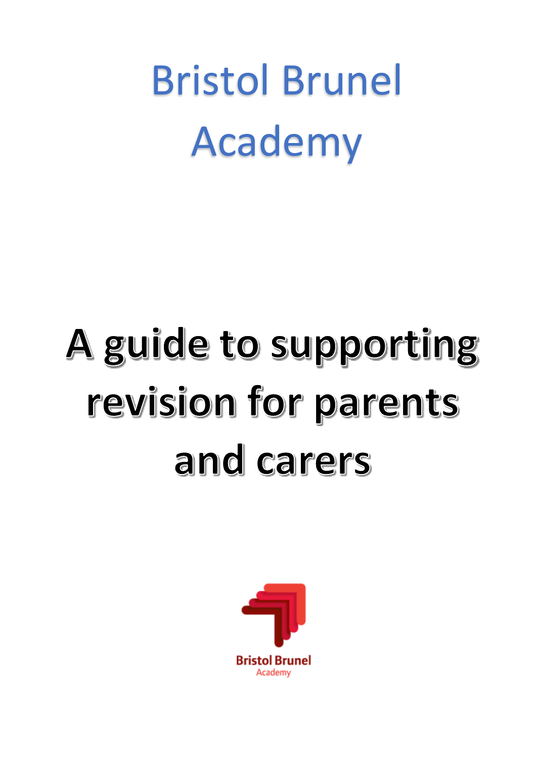# Bristol Brunel Academy

# A guide to supporting revision for parents and carers

Bristol Brunel
Academy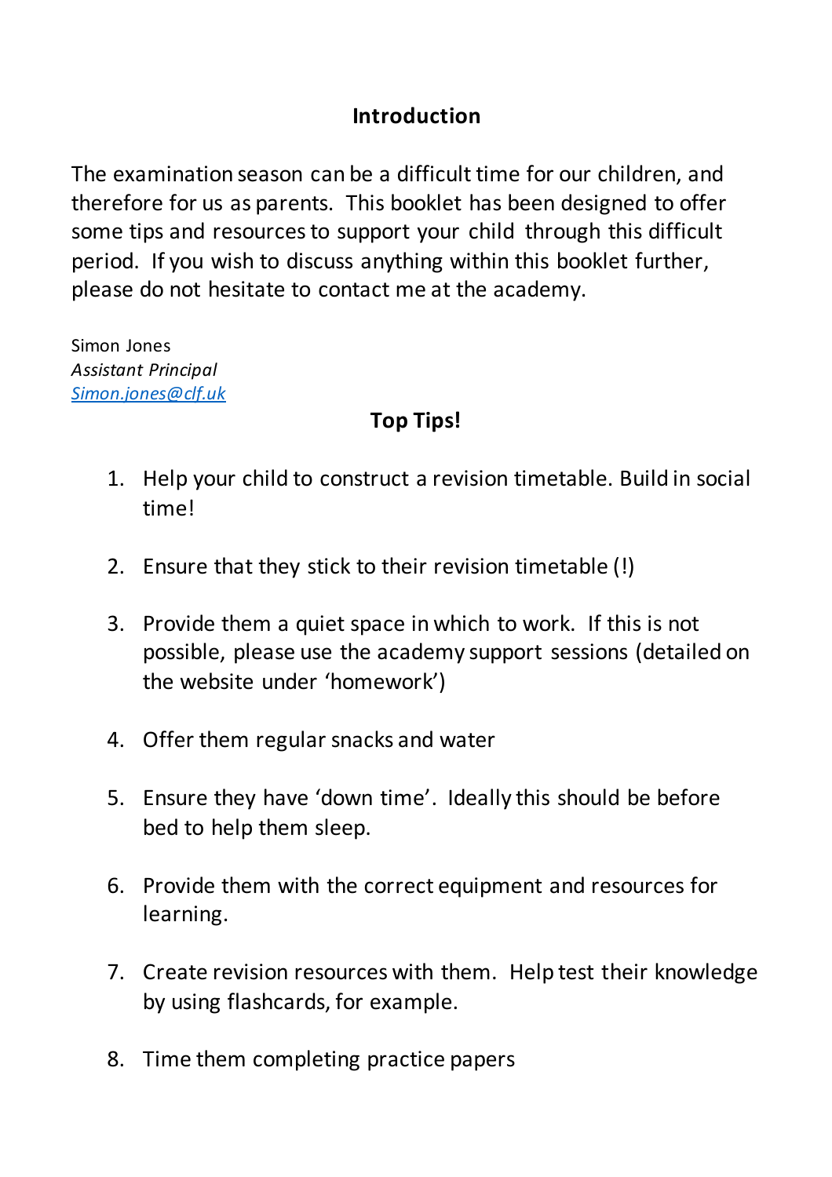## Introduction

The examination season can be a difficult time for our children, and therefore for us as parents. This booklet has been designed to offer some tips and resources to support your child through this difficult period. If you wish to discuss anything within this booklet further, please do not hesitate to contact me at the academy.

Simon Jones  
*Assistant Principal*  
[Simon.jones@clf.uk](mailto:Simon.jones@clf.uk)

## Top Tips!

1. Help your child to construct a revision timetable. Build in social time!

2. Ensure that they stick to their revision timetable (!)

3. Provide them a quiet space in which to work. If this is not possible, please use the academy support sessions (detailed on the website under 'homework')

4. Offer them regular snacks and water

5. Ensure they have 'down time'. Ideally this should be before bed to help them sleep.

6. Provide them with the correct equipment and resources for learning.

7. Create revision resources with them. Help test their knowledge by using flashcards, for example.

8. Time them completing practice papers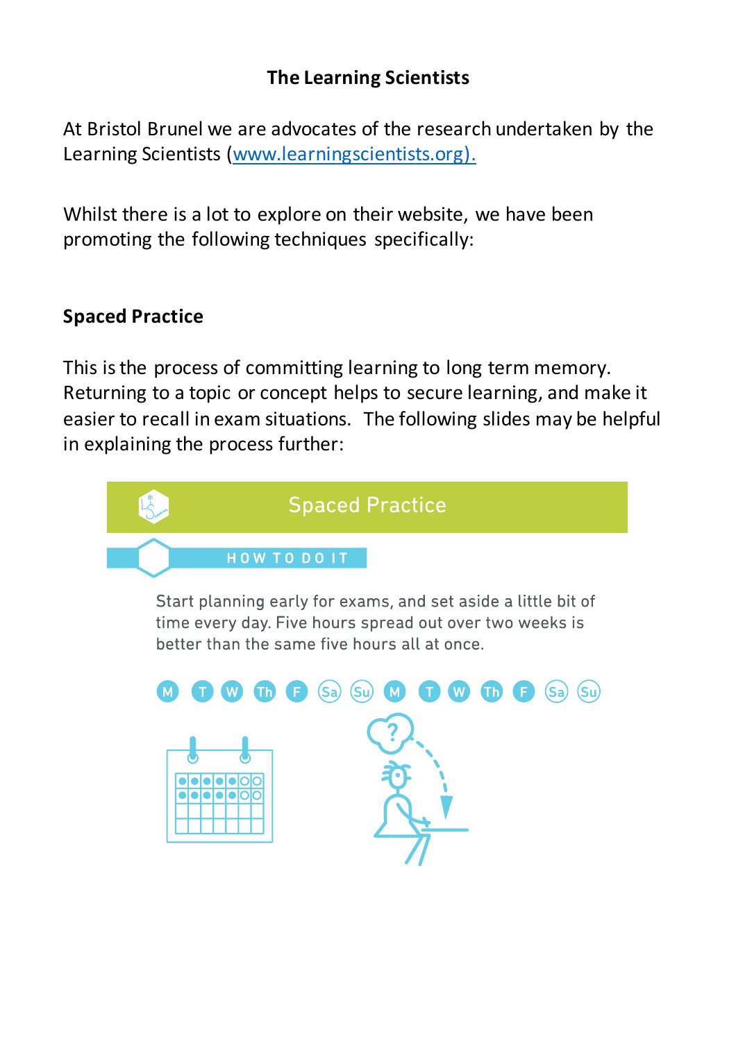# The Learning Scientists

At Bristol Brunel we are advocates of the research undertaken by the Learning Scientists (www.learningscientists.org).

Whilst there is a lot to explore on their website, we have been promoting the following techniques specifically:

## Spaced Practice

This is the process of committing learning to long term memory. Returning to a topic or concept helps to secure learning, and make it easier to recall in exam situations. The following slides may be helpful in explaining the process further:

### Spaced Practice

HOW TO DO IT

Start planning early for exams, and set aside a little bit of time every day. Five hours spread out over two weeks is better than the same five hours all at once.

M T W Th F Sa Su M T W Th F Sa Su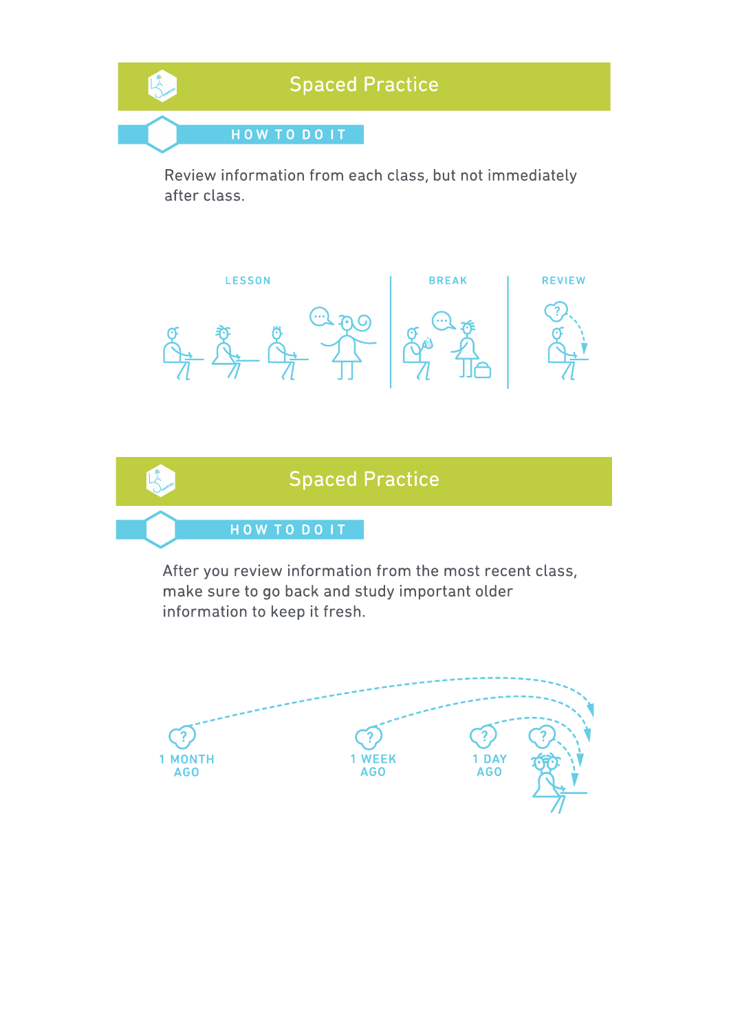## Spaced Practice

### HOW TO DO IT

Review information from each class, but not immediately after class.

LESSON | BREAK | REVIEW

## Spaced Practice

### HOW TO DO IT

After you review information from the most recent class, make sure to go back and study important older information to keep it fresh.

1 MONTH AGO | 1 WEEK AGO | 1 DAY AGO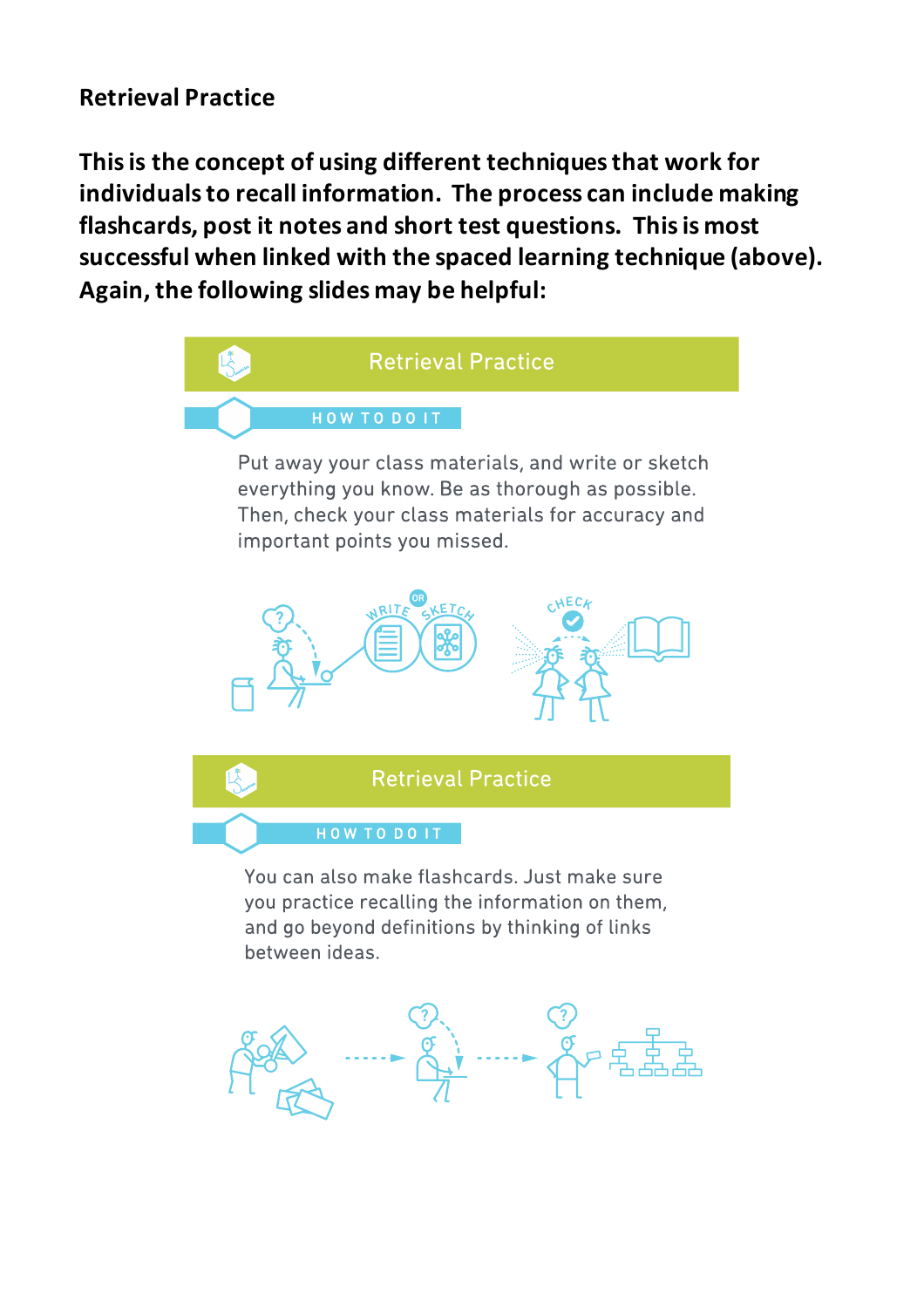**Retrieval Practice**

**This is the concept of using different techniques that work for individuals to recall information. The process can include making flashcards, post it notes and short test questions. This is most successful when linked with the spaced learning technique (above). Again, the following slides may be helpful:**

## Retrieval Practice

### HOW TO DO IT

Put away your class materials, and write or sketch everything you know. Be as thorough as possible. Then, check your class materials for accuracy and important points you missed.

WRITE OR SKETCH

CHECK

## Retrieval Practice

### HOW TO DO IT

You can also make flashcards. Just make sure you practice recalling the information on them, and go beyond definitions by thinking of links between ideas.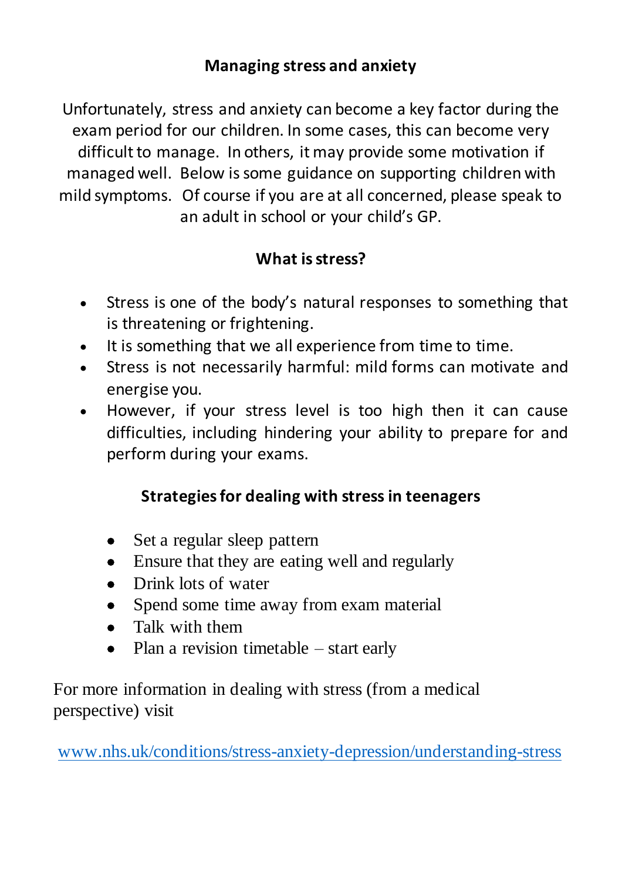## Managing stress and anxiety

Unfortunately, stress and anxiety can become a key factor during the exam period for our children. In some cases, this can become very difficult to manage. In others, it may provide some motivation if managed well. Below is some guidance on supporting children with mild symptoms. Of course if you are at all concerned, please speak to an adult in school or your child's GP.

### What is stress?

- Stress is one of the body's natural responses to something that is threatening or frightening.
- It is something that we all experience from time to time.
- Stress is not necessarily harmful: mild forms can motivate and energise you.
- However, if your stress level is too high then it can cause difficulties, including hindering your ability to prepare for and perform during your exams.

### Strategies for dealing with stress in teenagers

- Set a regular sleep pattern
- Ensure that they are eating well and regularly
- Drink lots of water
- Spend some time away from exam material
- Talk with them
- Plan a revision timetable – start early

For more information in dealing with stress (from a medical perspective) visit

www.nhs.uk/conditions/stress-anxiety-depression/understanding-stress